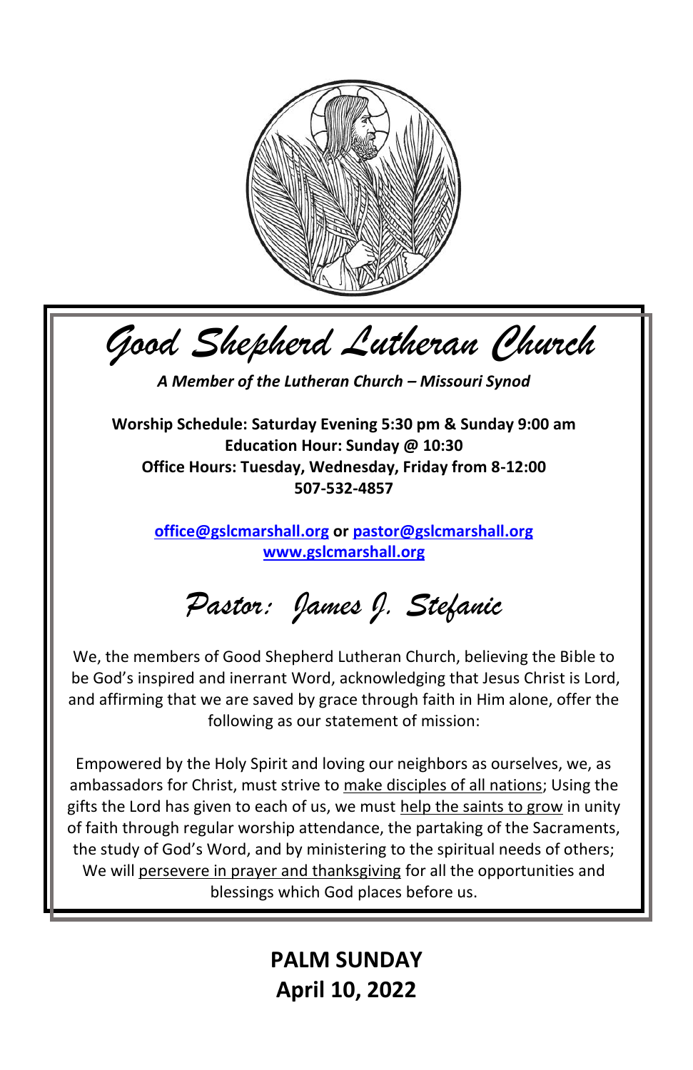# Good Shepherd Lutheran Church

***A Member of the Lutheran Church – Missouri Synod***

**Worship Schedule: Saturday Evening 5:30 pm & Sunday 9:00 am**
**Education Hour: Sunday @ 10:30**
**Office Hours: Tuesday, Wednesday, Friday from 8-12:00**
**507-532-4857**

**office@gslcmarshall.org or pastor@gslcmarshall.org**
**www.gslcmarshall.org**

## Pastor: James J. Stefanic

We, the members of Good Shepherd Lutheran Church, believing the Bible to be God's inspired and inerrant Word, acknowledging that Jesus Christ is Lord, and affirming that we are saved by grace through faith in Him alone, offer the following as our statement of mission:

Empowered by the Holy Spirit and loving our neighbors as ourselves, we, as ambassadors for Christ, must strive to make disciples of all nations; Using the gifts the Lord has given to each of us, we must help the saints to grow in unity of faith through regular worship attendance, the partaking of the Sacraments, the study of God's Word, and by ministering to the spiritual needs of others; We will persevere in prayer and thanksgiving for all the opportunities and blessings which God places before us.

**PALM SUNDAY**
**April 10, 2022**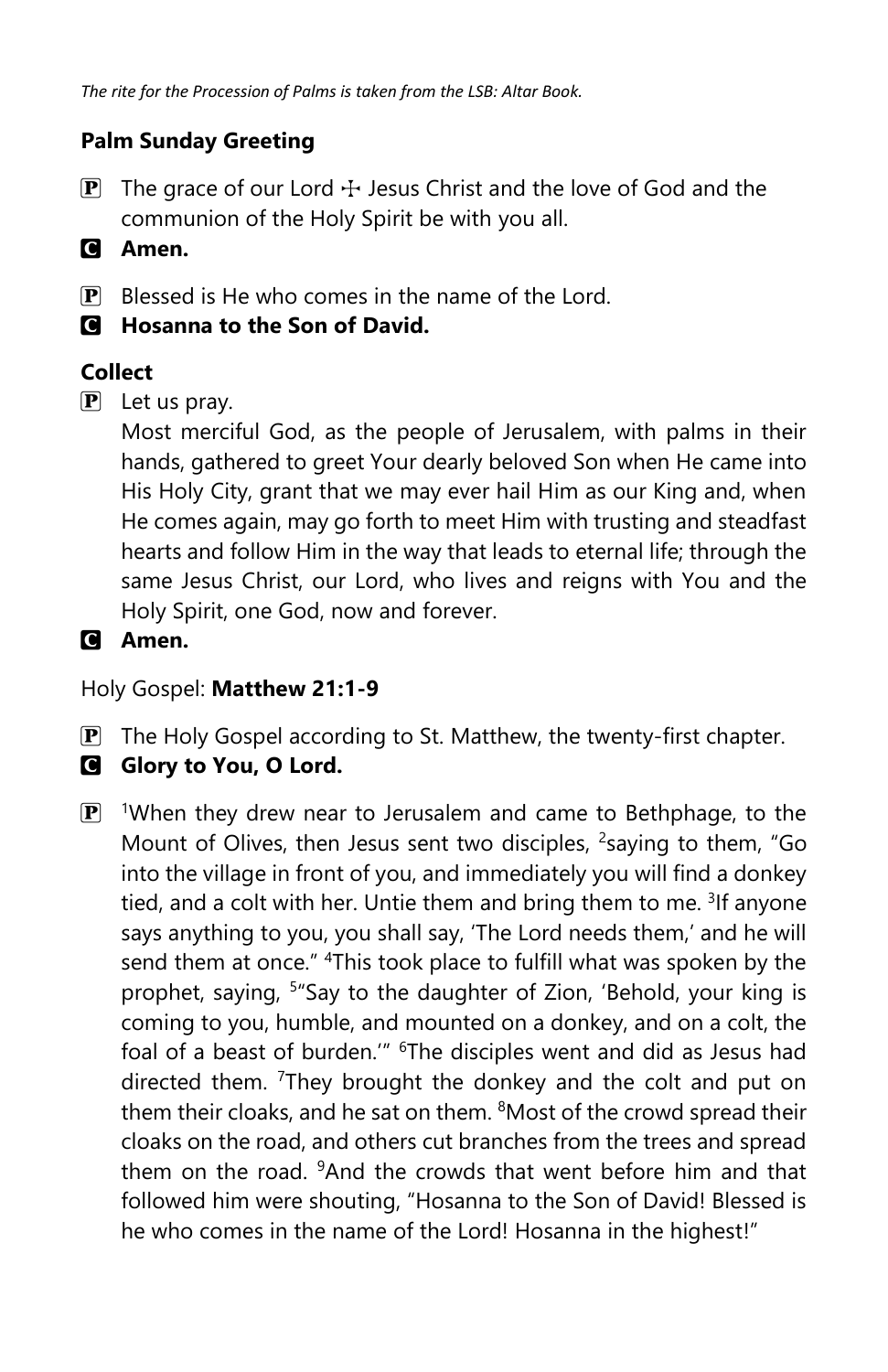*The rite for the Procession of Palms is taken from the LSB: Altar Book.*

**Palm Sunday Greeting**

P The grace of our Lord ☩ Jesus Christ and the love of God and the communion of the Holy Spirit be with you all.

C **Amen.**

P Blessed is He who comes in the name of the Lord.

C **Hosanna to the Son of David.**

**Collect**

P Let us pray.
Most merciful God, as the people of Jerusalem, with palms in their hands, gathered to greet Your dearly beloved Son when He came into His Holy City, grant that we may ever hail Him as our King and, when He comes again, may go forth to meet Him with trusting and steadfast hearts and follow Him in the way that leads to eternal life; through the same Jesus Christ, our Lord, who lives and reigns with You and the Holy Spirit, one God, now and forever.

C **Amen.**

Holy Gospel: **Matthew 21:1-9**

P The Holy Gospel according to St. Matthew, the twenty-first chapter.

C **Glory to You, O Lord.**

P [1]When they drew near to Jerusalem and came to Bethphage, to the Mount of Olives, then Jesus sent two disciples, [2]saying to them, "Go into the village in front of you, and immediately you will find a donkey tied, and a colt with her. Untie them and bring them to me. [3]If anyone says anything to you, you shall say, 'The Lord needs them,' and he will send them at once." [4]This took place to fulfill what was spoken by the prophet, saying, [5]"Say to the daughter of Zion, 'Behold, your king is coming to you, humble, and mounted on a donkey, and on a colt, the foal of a beast of burden.'" [6]The disciples went and did as Jesus had directed them. [7]They brought the donkey and the colt and put on them their cloaks, and he sat on them. [8]Most of the crowd spread their cloaks on the road, and others cut branches from the trees and spread them on the road. [9]And the crowds that went before him and that followed him were shouting, "Hosanna to the Son of David! Blessed is he who comes in the name of the Lord! Hosanna in the highest!"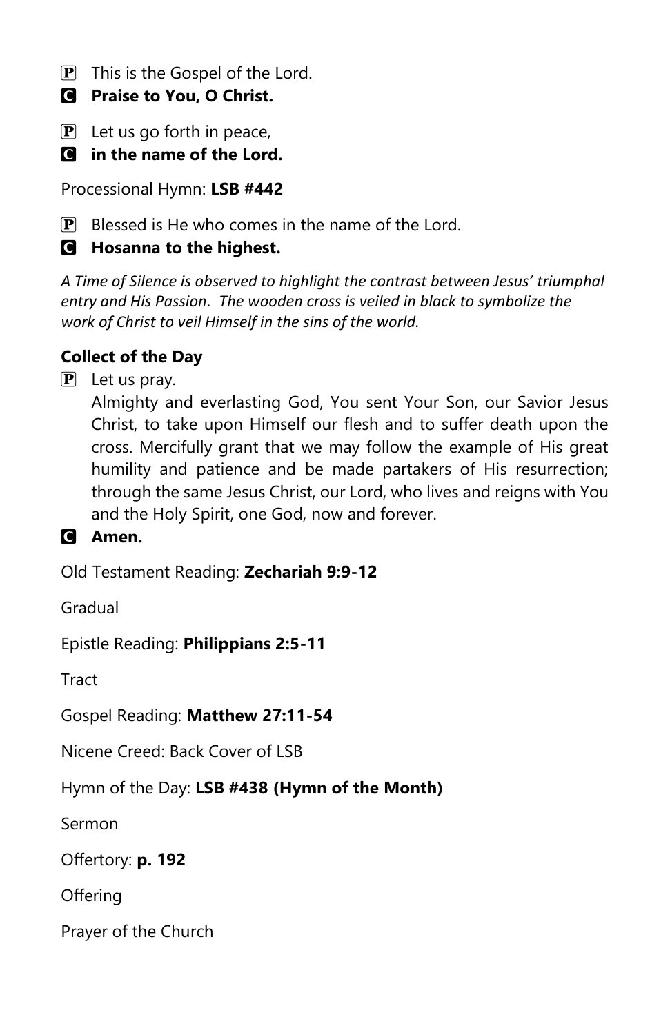P This is the Gospel of the Lord.

**C Praise to You, O Christ.**

P Let us go forth in peace,

**C in the name of the Lord.**

Processional Hymn: **LSB #442**

P Blessed is He who comes in the name of the Lord.

**C Hosanna to the highest.**

*A Time of Silence is observed to highlight the contrast between Jesus' triumphal entry and His Passion. The wooden cross is veiled in black to symbolize the work of Christ to veil Himself in the sins of the world.*

**Collect of the Day**

P Let us pray.
Almighty and everlasting God, You sent Your Son, our Savior Jesus Christ, to take upon Himself our flesh and to suffer death upon the cross. Mercifully grant that we may follow the example of His great humility and patience and be made partakers of His resurrection; through the same Jesus Christ, our Lord, who lives and reigns with You and the Holy Spirit, one God, now and forever.

**C Amen.**

Old Testament Reading: **Zechariah 9:9-12**

Gradual

Epistle Reading: **Philippians 2:5-11**

Tract

Gospel Reading: **Matthew 27:11-54**

Nicene Creed: Back Cover of LSB

Hymn of the Day: **LSB #438 (Hymn of the Month)**

Sermon

Offertory: **p. 192**

Offering

Prayer of the Church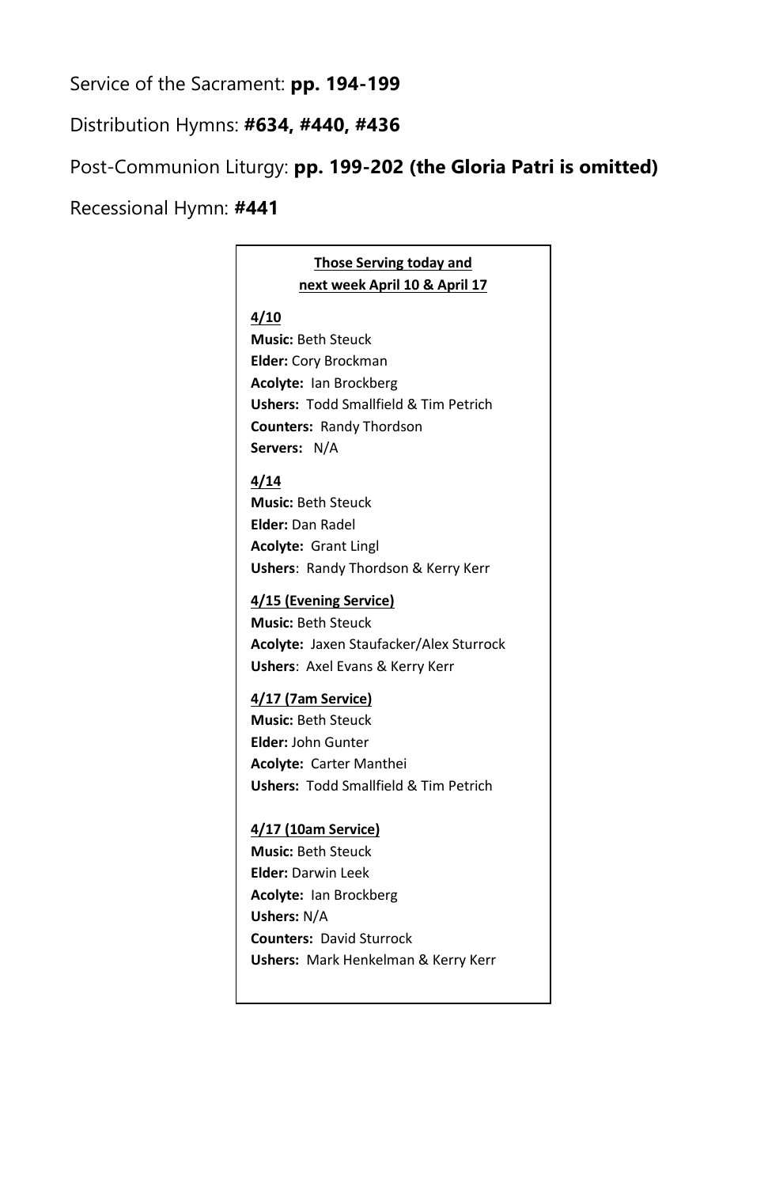Service of the Sacrament: **pp. 194-199**

Distribution Hymns: **#634, #440, #436**

Post-Communion Liturgy: **pp. 199-202 (the Gloria Patri is omitted)**

Recessional Hymn: **#441**

**Those Serving today and next week April 10 & April 17**

**4/10**
**Music:** Beth Steuck
**Elder:** Cory Brockman
**Acolyte:** Ian Brockberg
**Ushers:** Todd Smallfield & Tim Petrich
**Counters:** Randy Thordson
**Servers:** N/A

**4/14**
**Music:** Beth Steuck
**Elder:** Dan Radel
**Acolyte:** Grant Lingl
**Ushers**: Randy Thordson & Kerry Kerr

**4/15 (Evening Service)**
**Music:** Beth Steuck
**Acolyte:** Jaxen Staufacker/Alex Sturrock
**Ushers**: Axel Evans & Kerry Kerr

**4/17 (7am Service)**
**Music:** Beth Steuck
**Elder:** John Gunter
**Acolyte:** Carter Manthei
**Ushers:** Todd Smallfield & Tim Petrich

**4/17 (10am Service)**
**Music:** Beth Steuck
**Elder:** Darwin Leek
**Acolyte:** Ian Brockberg
**Ushers:** N/A
**Counters:** David Sturrock
**Ushers:** Mark Henkelman & Kerry Kerr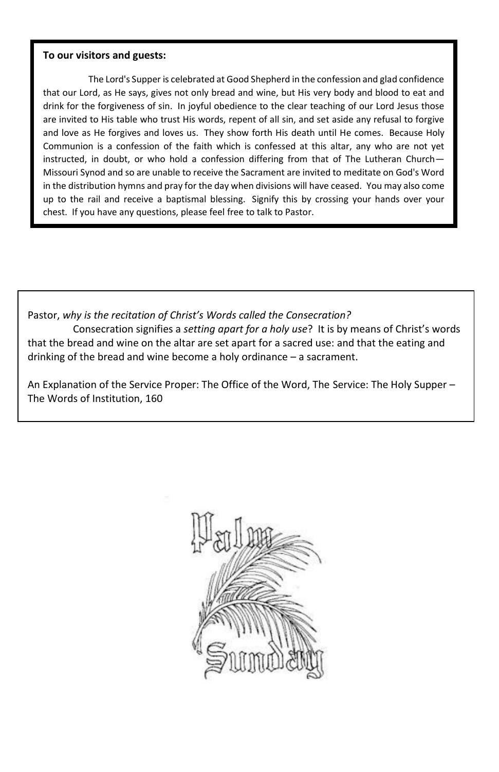**To our visitors and guests:**

The Lord's Supper is celebrated at Good Shepherd in the confession and glad confidence that our Lord, as He says, gives not only bread and wine, but His very body and blood to eat and drink for the forgiveness of sin. In joyful obedience to the clear teaching of our Lord Jesus those are invited to His table who trust His words, repent of all sin, and set aside any refusal to forgive and love as He forgives and loves us. They show forth His death until He comes. Because Holy Communion is a confession of the faith which is confessed at this altar, any who are not yet instructed, in doubt, or who hold a confession differing from that of The Lutheran Church—Missouri Synod and so are unable to receive the Sacrament are invited to meditate on God's Word in the distribution hymns and pray for the day when divisions will have ceased. You may also come up to the rail and receive a baptismal blessing. Signify this by crossing your hands over your chest. If you have any questions, please feel free to talk to Pastor.

Pastor, *why is the recitation of Christ's Words called the Consecration?*

Consecration signifies a *setting apart for a holy use*? It is by means of Christ's words that the bread and wine on the altar are set apart for a sacred use: and that the eating and drinking of the bread and wine become a holy ordinance – a sacrament.

An Explanation of the Service Proper: The Office of the Word, The Service: The Holy Supper – The Words of Institution, 160

Palm Sunday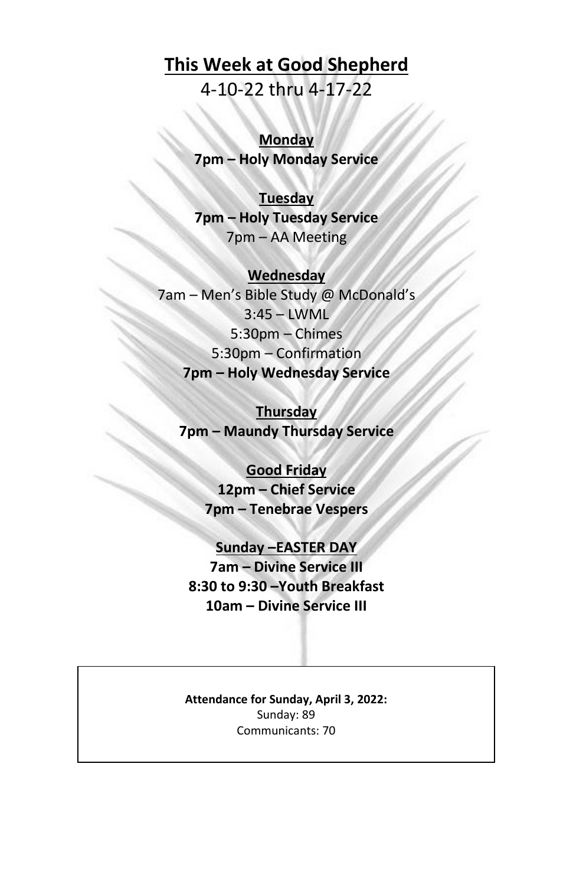# This Week at Good Shepherd

4-10-22 thru 4-17-22

**Monday**

**7pm – Holy Monday Service**

**Tuesday**

**7pm – Holy Tuesday Service**

7pm – AA Meeting

**Wednesday**

7am – Men's Bible Study @ McDonald's

3:45 – LWML

5:30pm – Chimes

5:30pm – Confirmation

**7pm – Holy Wednesday Service**

**Thursday**

**7pm – Maundy Thursday Service**

**Good Friday**

**12pm – Chief Service**

**7pm – Tenebrae Vespers**

**Sunday –EASTER DAY**

**7am – Divine Service III**

**8:30 to 9:30 –Youth Breakfast**

**10am – Divine Service III**

**Attendance for Sunday, April 3, 2022:**

Sunday: 89

Communicants: 70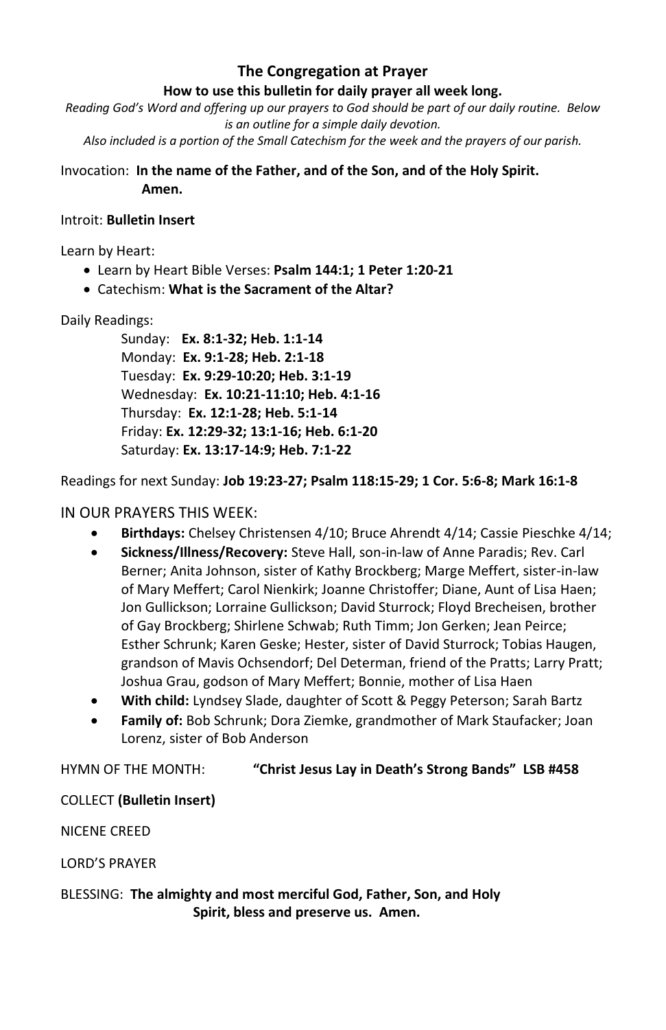## The Congregation at Prayer

**How to use this bulletin for daily prayer all week long.**

*Reading God's Word and offering up our prayers to God should be part of our daily routine. Below is an outline for a simple daily devotion.*

*Also included is a portion of the Small Catechism for the week and the prayers of our parish.*

Invocation: **In the name of the Father, and of the Son, and of the Holy Spirit. Amen.**

Introit: **Bulletin Insert**

Learn by Heart:

- Learn by Heart Bible Verses: **Psalm 144:1; 1 Peter 1:20-21**
- Catechism: **What is the Sacrament of the Altar?**

Daily Readings:

Sunday: **Ex. 8:1-32; Heb. 1:1-14**
Monday: **Ex. 9:1-28; Heb. 2:1-18**
Tuesday: **Ex. 9:29-10:20; Heb. 3:1-19**
Wednesday: **Ex. 10:21-11:10; Heb. 4:1-16**
Thursday: **Ex. 12:1-28; Heb. 5:1-14**
Friday: **Ex. 12:29-32; 13:1-16; Heb. 6:1-20**
Saturday: **Ex. 13:17-14:9; Heb. 7:1-22**

Readings for next Sunday: **Job 19:23-27; Psalm 118:15-29; 1 Cor. 5:6-8; Mark 16:1-8**

IN OUR PRAYERS THIS WEEK:

- **Birthdays:** Chelsey Christensen 4/10; Bruce Ahrendt 4/14; Cassie Pieschke 4/14;
- **Sickness/Illness/Recovery:** Steve Hall, son-in-law of Anne Paradis; Rev. Carl Berner; Anita Johnson, sister of Kathy Brockberg; Marge Meffert, sister-in-law of Mary Meffert; Carol Nienkirk; Joanne Christoffer; Diane, Aunt of Lisa Haen; Jon Gullickson; Lorraine Gullickson; David Sturrock; Floyd Brecheisen, brother of Gay Brockberg; Shirlene Schwab; Ruth Timm; Jon Gerken; Jean Peirce; Esther Schrunk; Karen Geske; Hester, sister of David Sturrock; Tobias Haugen, grandson of Mavis Ochsendorf; Del Determan, friend of the Pratts; Larry Pratt; Joshua Grau, godson of Mary Meffert; Bonnie, mother of Lisa Haen
- **With child:** Lyndsey Slade, daughter of Scott & Peggy Peterson; Sarah Bartz
- **Family of:** Bob Schrunk; Dora Ziemke, grandmother of Mark Staufacker; Joan Lorenz, sister of Bob Anderson

HYMN OF THE MONTH: **"Christ Jesus Lay in Death's Strong Bands" LSB #458**

COLLECT **(Bulletin Insert)**

NICENE CREED

LORD'S PRAYER

BLESSING: **The almighty and most merciful God, Father, Son, and Holy Spirit, bless and preserve us. Amen.**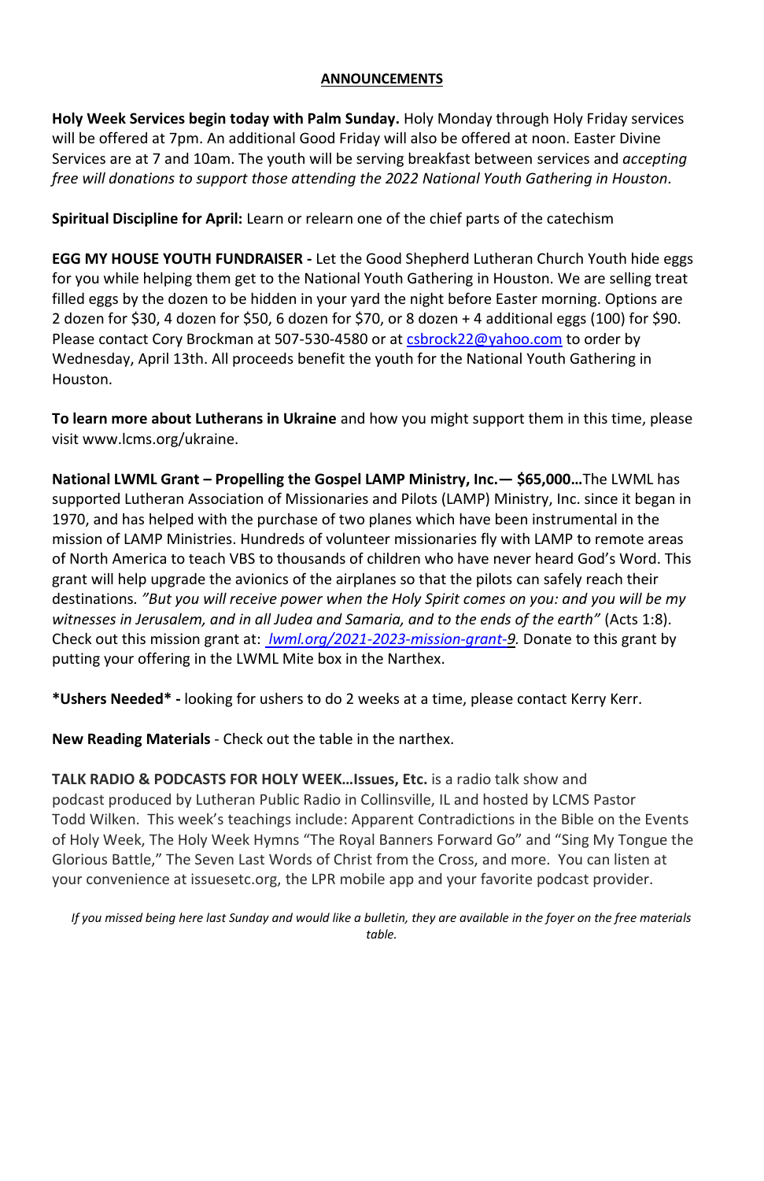**ANNOUNCEMENTS**

**Holy Week Services begin today with Palm Sunday.** Holy Monday through Holy Friday services will be offered at 7pm. An additional Good Friday will also be offered at noon. Easter Divine Services are at 7 and 10am. The youth will be serving breakfast between services and *accepting free will donations to support those attending the 2022 National Youth Gathering in Houston.*

**Spiritual Discipline for April:** Learn or relearn one of the chief parts of the catechism

**EGG MY HOUSE YOUTH FUNDRAISER -** Let the Good Shepherd Lutheran Church Youth hide eggs for you while helping them get to the National Youth Gathering in Houston. We are selling treat filled eggs by the dozen to be hidden in your yard the night before Easter morning. Options are 2 dozen for $30, 4 dozen for $50, 6 dozen for $70, or 8 dozen + 4 additional eggs (100) for $90. Please contact Cory Brockman at 507-530-4580 or at csbrock22@yahoo.com to order by Wednesday, April 13th. All proceeds benefit the youth for the National Youth Gathering in Houston.

**To learn more about Lutherans in Ukraine** and how you might support them in this time, please visit www.lcms.org/ukraine.

**National LWML Grant – Propelling the Gospel LAMP Ministry, Inc.— $65,000…**The LWML has supported Lutheran Association of Missionaries and Pilots (LAMP) Ministry, Inc. since it began in 1970, and has helped with the purchase of two planes which have been instrumental in the mission of LAMP Ministries. Hundreds of volunteer missionaries fly with LAMP to remote areas of North America to teach VBS to thousands of children who have never heard God's Word. This grant will help upgrade the avionics of the airplanes so that the pilots can safely reach their destinations. *"But you will receive power when the Holy Spirit comes on you: and you will be my witnesses in Jerusalem, and in all Judea and Samaria, and to the ends of the earth"* (Acts 1:8). Check out this mission grant at: *lwml.org/2021-2023-mission-grant-9*. Donate to this grant by putting your offering in the LWML Mite box in the Narthex.

**\*Ushers Needed\* -** looking for ushers to do 2 weeks at a time, please contact Kerry Kerr.

**New Reading Materials** - Check out the table in the narthex.

**TALK RADIO & PODCASTS FOR HOLY WEEK…Issues, Etc.** is a radio talk show and podcast produced by Lutheran Public Radio in Collinsville, IL and hosted by LCMS Pastor Todd Wilken. This week's teachings include: Apparent Contradictions in the Bible on the Events of Holy Week, The Holy Week Hymns "The Royal Banners Forward Go" and "Sing My Tongue the Glorious Battle," The Seven Last Words of Christ from the Cross, and more. You can listen at your convenience at issuesetc.org, the LPR mobile app and your favorite podcast provider.

*If you missed being here last Sunday and would like a bulletin, they are available in the foyer on the free materials table.*